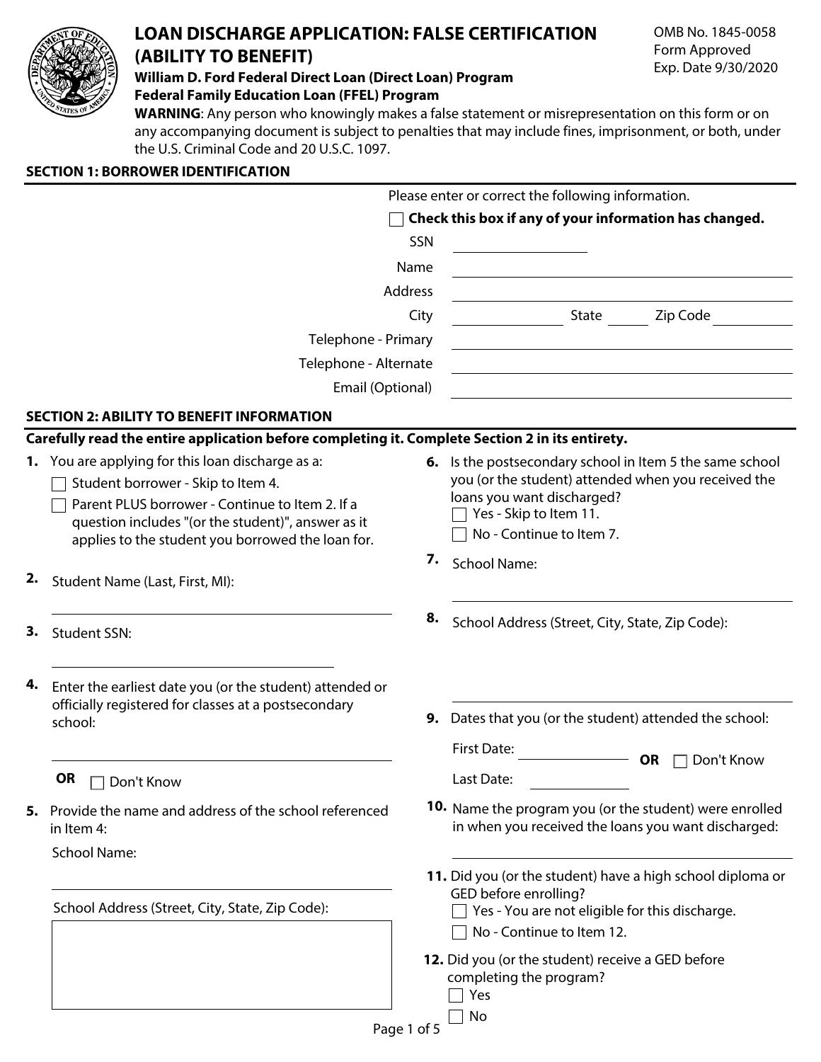# LOAN DISCHARGE APPLICATION: FALSE CERTIFICATION (ABILITY TO BENEFIT)

OMB No. 1845-0058
Form Approved
Exp. Date 9/30/2020

**William D. Ford Federal Direct Loan (Direct Loan) Program**
**Federal Family Education Loan (FFEL) Program**

**WARNING**: Any person who knowingly makes a false statement or misrepresentation on this form or on any accompanying document is subject to penalties that may include fines, imprisonment, or both, under the U.S. Criminal Code and 20 U.S.C. 1097.

## SECTION 1: BORROWER IDENTIFICATION

Please enter or correct the following information.

☐ **Check this box if any of your information has changed.**

SSN ______________

Name ______________

Address ______________

City ______________ State ______ Zip Code ______________

Telephone - Primary ______________

Telephone - Alternate ______________

Email (Optional) ______________

## SECTION 2: ABILITY TO BENEFIT INFORMATION

**Carefully read the entire application before completing it. Complete Section 2 in its entirety.**

**1.** You are applying for this loan discharge as a:
- ☐ Student borrower - Skip to Item 4.
- ☐ Parent PLUS borrower - Continue to Item 2. If a question includes "(or the student)", answer as it applies to the student you borrowed the loan for.

**2.** Student Name (Last, First, MI):

______________

**3.** Student SSN:

______________

**4.** Enter the earliest date you (or the student) attended or officially registered for classes at a postsecondary school:

______________

**OR** ☐ Don't Know

**5.** Provide the name and address of the school referenced in Item 4:

School Name:

______________

School Address (Street, City, State, Zip Code):

______________

**6.** Is the postsecondary school in Item 5 the same school you (or the student) attended when you received the loans you want discharged?
- ☐ Yes - Skip to Item 11.
- ☐ No - Continue to Item 7.

**7.** School Name:

______________

**8.** School Address (Street, City, State, Zip Code):

______________

**9.** Dates that you (or the student) attended the school:

First Date: ______________ **OR** ☐ Don't Know

Last Date: ______________

**10.** Name the program you (or the student) were enrolled in when you received the loans you want discharged:

______________

**11.** Did you (or the student) have a high school diploma or GED before enrolling?
- ☐ Yes - You are not eligible for this discharge.
- ☐ No - Continue to Item 12.

**12.** Did you (or the student) receive a GED before completing the program?
- ☐ Yes
- ☐ No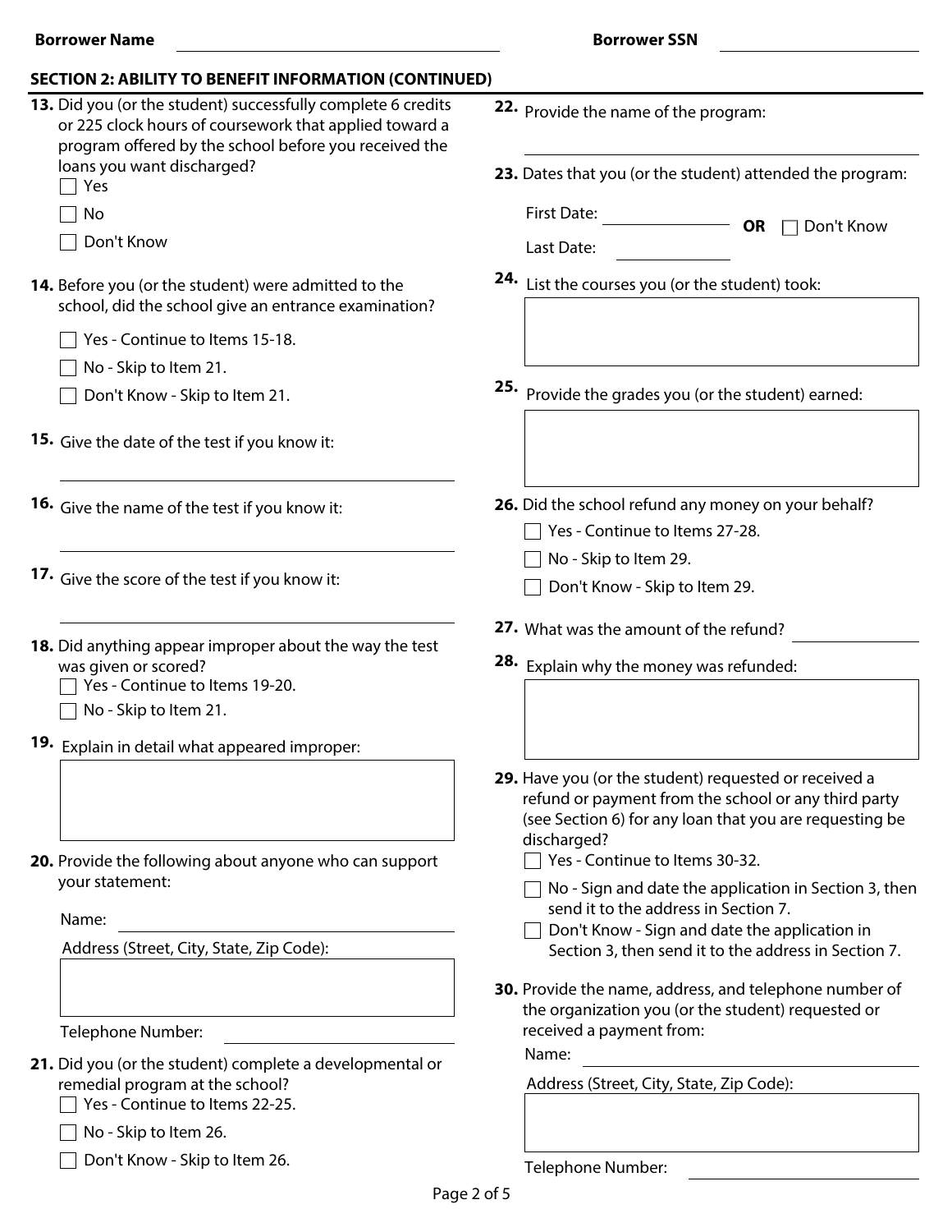**Borrower Name** ______________________ **Borrower SSN** ______________________

## SECTION 2: ABILITY TO BENEFIT INFORMATION (CONTINUED)

**13.** Did you (or the student) successfully complete 6 credits or 225 clock hours of coursework that applied toward a program offered by the school before you received the loans you want discharged?

- ☐ Yes
- ☐ No
- ☐ Don't Know

**14.** Before you (or the student) were admitted to the school, did the school give an entrance examination?

- ☐ Yes - Continue to Items 15-18.
- ☐ No - Skip to Item 21.
- ☐ Don't Know - Skip to Item 21.

**15.** Give the date of the test if you know it: ______________________

**16.** Give the name of the test if you know it: ______________________

**17.** Give the score of the test if you know it: ______________________

**18.** Did anything appear improper about the way the test was given or scored?

- ☐ Yes - Continue to Items 19-20.
- ☐ No - Skip to Item 21.

**19.** Explain in detail what appeared improper:

**20.** Provide the following about anyone who can support your statement:

Name: ______________________

Address (Street, City, State, Zip Code):

Telephone Number: ______________________

**21.** Did you (or the student) complete a developmental or remedial program at the school?

- ☐ Yes - Continue to Items 22-25.
- ☐ No - Skip to Item 26.
- ☐ Don't Know - Skip to Item 26.

**22.** Provide the name of the program: ______________________

**23.** Dates that you (or the student) attended the program:

First Date: ____________ **OR** ☐ Don't Know

Last Date: ____________

**24.** List the courses you (or the student) took:

**25.** Provide the grades you (or the student) earned:

**26.** Did the school refund any money on your behalf?

- ☐ Yes - Continue to Items 27-28.
- ☐ No - Skip to Item 29.
- ☐ Don't Know - Skip to Item 29.

**27.** What was the amount of the refund? ______________________

**28.** Explain why the money was refunded:

**29.** Have you (or the student) requested or received a refund or payment from the school or any third party (see Section 6) for any loan that you are requesting be discharged?

- ☐ Yes - Continue to Items 30-32.
- ☐ No - Sign and date the application in Section 3, then send it to the address in Section 7.
- ☐ Don't Know - Sign and date the application in Section 3, then send it to the address in Section 7.

**30.** Provide the name, address, and telephone number of the organization you (or the student) requested or received a payment from:

Name: ______________________

Address (Street, City, State, Zip Code):

Telephone Number: ______________________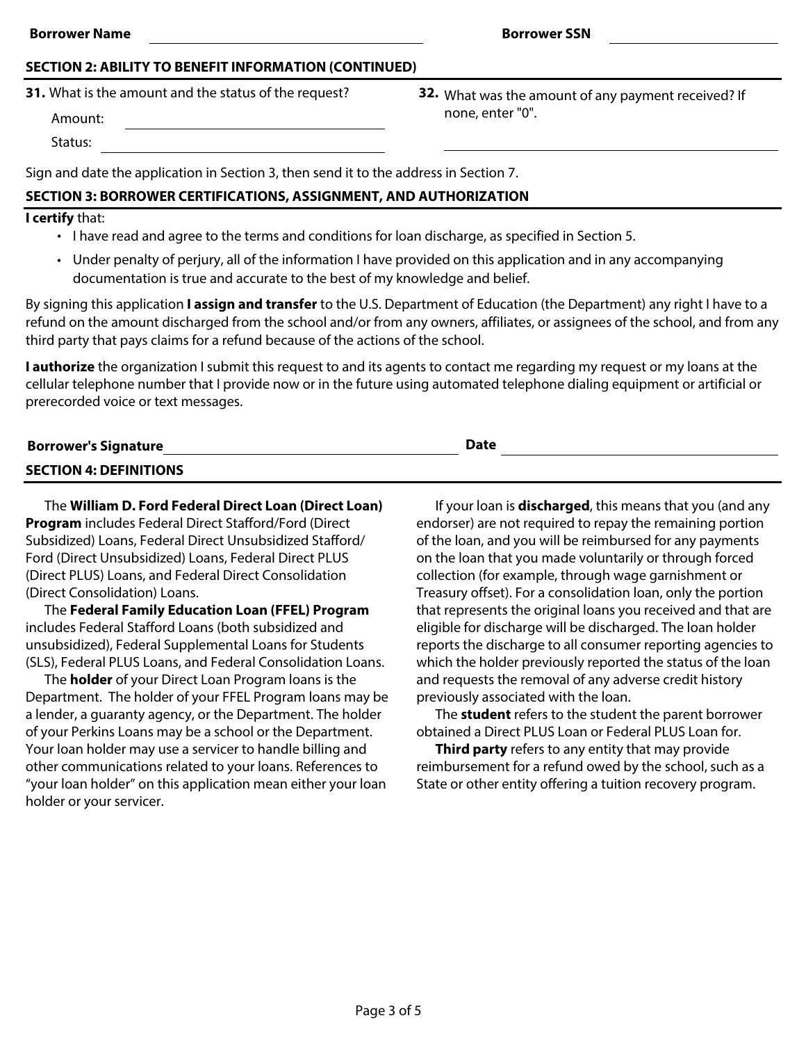**Borrower Name** ____________________ **Borrower SSN** ____________________

## SECTION 2: ABILITY TO BENEFIT INFORMATION (CONTINUED)

**31.** What is the amount and the status of the request?

Amount: ____________________

Status: ____________________

**32.** What was the amount of any payment received? If none, enter "0".

____________________

Sign and date the application in Section 3, then send it to the address in Section 7.

## SECTION 3: BORROWER CERTIFICATIONS, ASSIGNMENT, AND AUTHORIZATION

**I certify** that:

- I have read and agree to the terms and conditions for loan discharge, as specified in Section 5.
- Under penalty of perjury, all of the information I have provided on this application and in any accompanying documentation is true and accurate to the best of my knowledge and belief.

By signing this application **I assign and transfer** to the U.S. Department of Education (the Department) any right I have to a refund on the amount discharged from the school and/or from any owners, affiliates, or assignees of the school, and from any third party that pays claims for a refund because of the actions of the school.

**I authorize** the organization I submit this request to and its agents to contact me regarding my request or my loans at the cellular telephone number that I provide now or in the future using automated telephone dialing equipment or artificial or prerecorded voice or text messages.

**Borrower's Signature** ____________________ **Date** ____________________

## SECTION 4: DEFINITIONS

The **William D. Ford Federal Direct Loan (Direct Loan) Program** includes Federal Direct Stafford/Ford (Direct Subsidized) Loans, Federal Direct Unsubsidized Stafford/Ford (Direct Unsubsidized) Loans, Federal Direct PLUS (Direct PLUS) Loans, and Federal Direct Consolidation (Direct Consolidation) Loans.

The **Federal Family Education Loan (FFEL) Program** includes Federal Stafford Loans (both subsidized and unsubsidized), Federal Supplemental Loans for Students (SLS), Federal PLUS Loans, and Federal Consolidation Loans.

The **holder** of your Direct Loan Program loans is the Department. The holder of your FFEL Program loans may be a lender, a guaranty agency, or the Department. The holder of your Perkins Loans may be a school or the Department. Your loan holder may use a servicer to handle billing and other communications related to your loans. References to "your loan holder" on this application mean either your loan holder or your servicer.

If your loan is **discharged**, this means that you (and any endorser) are not required to repay the remaining portion of the loan, and you will be reimbursed for any payments on the loan that you made voluntarily or through forced collection (for example, through wage garnishment or Treasury offset). For a consolidation loan, only the portion that represents the original loans you received and that are eligible for discharge will be discharged. The loan holder reports the discharge to all consumer reporting agencies to which the holder previously reported the status of the loan and requests the removal of any adverse credit history previously associated with the loan.

The **student** refers to the student the parent borrower obtained a Direct PLUS Loan or Federal PLUS Loan for.

**Third party** refers to any entity that may provide reimbursement for a refund owed by the school, such as a State or other entity offering a tuition recovery program.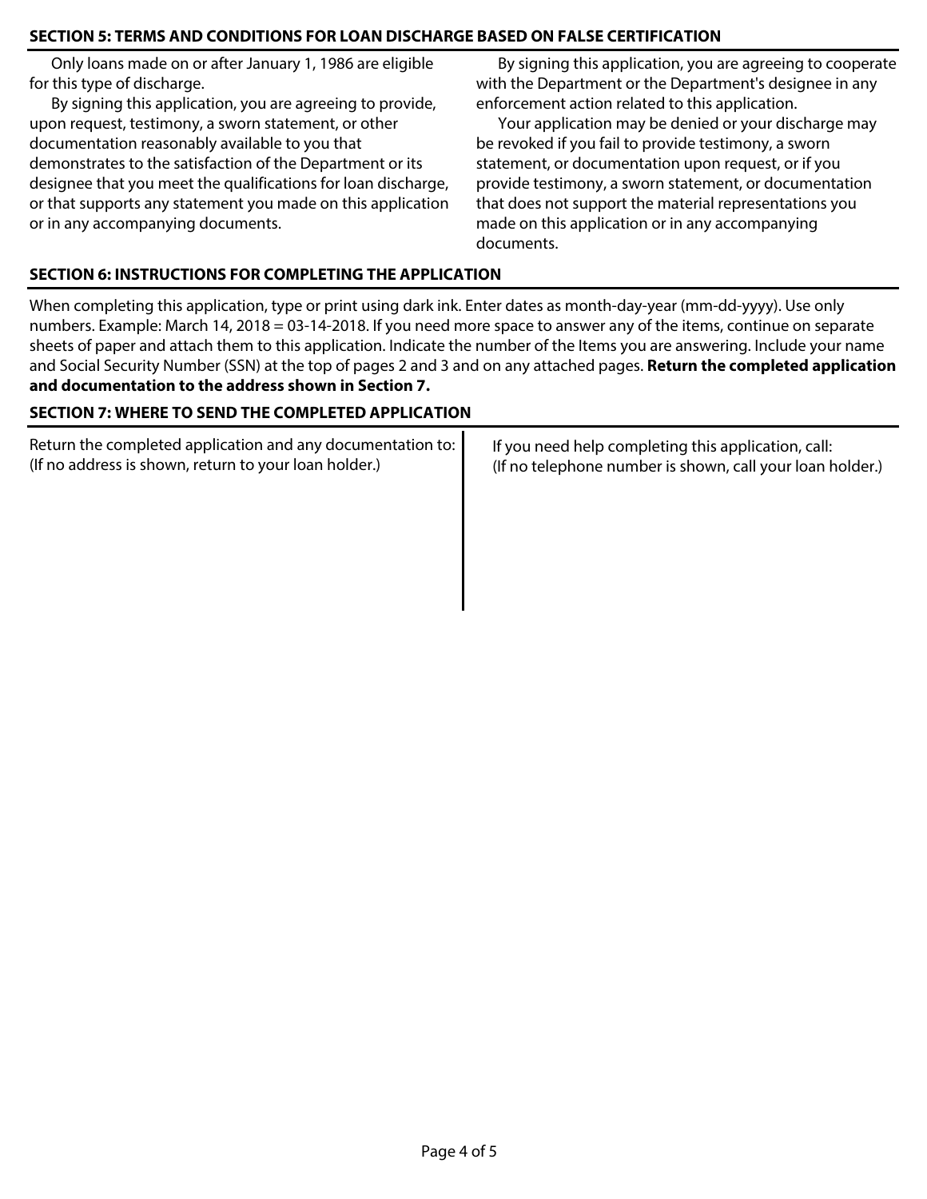## SECTION 5: TERMS AND CONDITIONS FOR LOAN DISCHARGE BASED ON FALSE CERTIFICATION

Only loans made on or after January 1, 1986 are eligible for this type of discharge.

By signing this application, you are agreeing to provide, upon request, testimony, a sworn statement, or other documentation reasonably available to you that demonstrates to the satisfaction of the Department or its designee that you meet the qualifications for loan discharge, or that supports any statement you made on this application or in any accompanying documents.

By signing this application, you are agreeing to cooperate with the Department or the Department's designee in any enforcement action related to this application.

Your application may be denied or your discharge may be revoked if you fail to provide testimony, a sworn statement, or documentation upon request, or if you provide testimony, a sworn statement, or documentation that does not support the material representations you made on this application or in any accompanying documents.

## SECTION 6: INSTRUCTIONS FOR COMPLETING THE APPLICATION

When completing this application, type or print using dark ink. Enter dates as month-day-year (mm-dd-yyyy). Use only numbers. Example: March 14, 2018 = 03-14-2018. If you need more space to answer any of the items, continue on separate sheets of paper and attach them to this application. Indicate the number of the Items you are answering. Include your name and Social Security Number (SSN) at the top of pages 2 and 3 and on any attached pages. **Return the completed application and documentation to the address shown in Section 7.**

## SECTION 7: WHERE TO SEND THE COMPLETED APPLICATION

Return the completed application and any documentation to:
(If no address is shown, return to your loan holder.)

If you need help completing this application, call:
(If no telephone number is shown, call your loan holder.)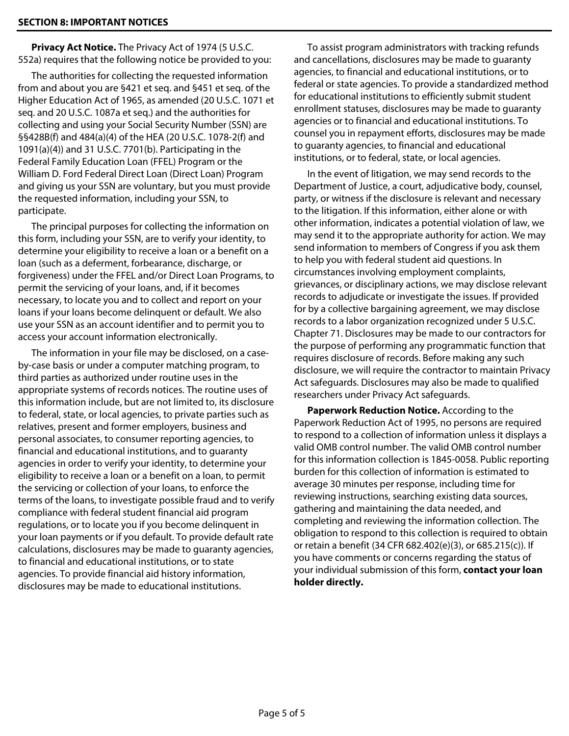## SECTION 8: IMPORTANT NOTICES

**Privacy Act Notice.** The Privacy Act of 1974 (5 U.S.C. 552a) requires that the following notice be provided to you:

The authorities for collecting the requested information from and about you are §421 et seq. and §451 et seq. of the Higher Education Act of 1965, as amended (20 U.S.C. 1071 et seq. and 20 U.S.C. 1087a et seq.) and the authorities for collecting and using your Social Security Number (SSN) are §§428B(f) and 484(a)(4) of the HEA (20 U.S.C. 1078-2(f) and 1091(a)(4)) and 31 U.S.C. 7701(b). Participating in the Federal Family Education Loan (FFEL) Program or the William D. Ford Federal Direct Loan (Direct Loan) Program and giving us your SSN are voluntary, but you must provide the requested information, including your SSN, to participate.

The principal purposes for collecting the information on this form, including your SSN, are to verify your identity, to determine your eligibility to receive a loan or a benefit on a loan (such as a deferment, forbearance, discharge, or forgiveness) under the FFEL and/or Direct Loan Programs, to permit the servicing of your loans, and, if it becomes necessary, to locate you and to collect and report on your loans if your loans become delinquent or default. We also use your SSN as an account identifier and to permit you to access your account information electronically.

The information in your file may be disclosed, on a case-by-case basis or under a computer matching program, to third parties as authorized under routine uses in the appropriate systems of records notices. The routine uses of this information include, but are not limited to, its disclosure to federal, state, or local agencies, to private parties such as relatives, present and former employers, business and personal associates, to consumer reporting agencies, to financial and educational institutions, and to guaranty agencies in order to verify your identity, to determine your eligibility to receive a loan or a benefit on a loan, to permit the servicing or collection of your loans, to enforce the terms of the loans, to investigate possible fraud and to verify compliance with federal student financial aid program regulations, or to locate you if you become delinquent in your loan payments or if you default. To provide default rate calculations, disclosures may be made to guaranty agencies, to financial and educational institutions, or to state agencies. To provide financial aid history information, disclosures may be made to educational institutions.

To assist program administrators with tracking refunds and cancellations, disclosures may be made to guaranty agencies, to financial and educational institutions, or to federal or state agencies. To provide a standardized method for educational institutions to efficiently submit student enrollment statuses, disclosures may be made to guaranty agencies or to financial and educational institutions. To counsel you in repayment efforts, disclosures may be made to guaranty agencies, to financial and educational institutions, or to federal, state, or local agencies.

In the event of litigation, we may send records to the Department of Justice, a court, adjudicative body, counsel, party, or witness if the disclosure is relevant and necessary to the litigation. If this information, either alone or with other information, indicates a potential violation of law, we may send it to the appropriate authority for action. We may send information to members of Congress if you ask them to help you with federal student aid questions. In circumstances involving employment complaints, grievances, or disciplinary actions, we may disclose relevant records to adjudicate or investigate the issues. If provided for by a collective bargaining agreement, we may disclose records to a labor organization recognized under 5 U.S.C. Chapter 71. Disclosures may be made to our contractors for the purpose of performing any programmatic function that requires disclosure of records. Before making any such disclosure, we will require the contractor to maintain Privacy Act safeguards. Disclosures may also be made to qualified researchers under Privacy Act safeguards.

**Paperwork Reduction Notice.** According to the Paperwork Reduction Act of 1995, no persons are required to respond to a collection of information unless it displays a valid OMB control number. The valid OMB control number for this information collection is 1845-0058. Public reporting burden for this collection of information is estimated to average 30 minutes per response, including time for reviewing instructions, searching existing data sources, gathering and maintaining the data needed, and completing and reviewing the information collection. The obligation to respond to this collection is required to obtain or retain a benefit (34 CFR 682.402(e)(3), or 685.215(c)). If you have comments or concerns regarding the status of your individual submission of this form, **contact your loan holder directly.**